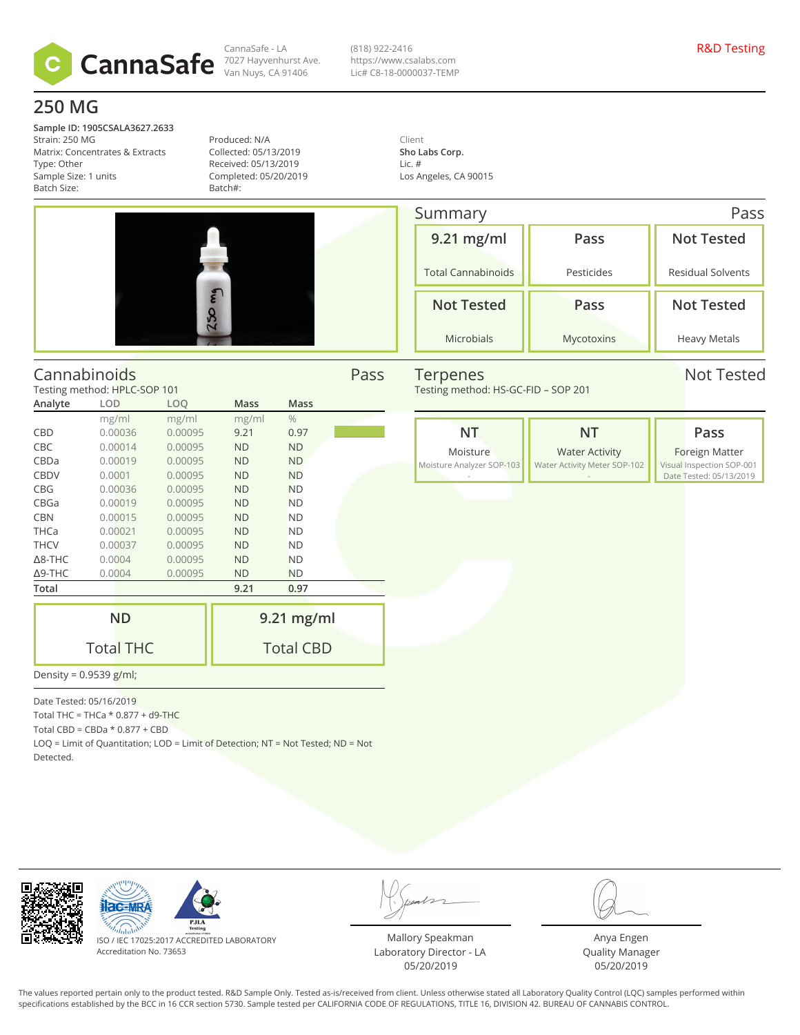CannaSafe

CannaSafe - LA
7027 Hayvenhurst Ave.
Van Nuys, CA 91406

(818) 922-2416
https://www.csalabs.com
Lic# C8-18-0000037-TEMP

R&D Testing

# 250 MG

**Sample ID: 1905CSALA3627.2633**
Strain: 250 MG
Matrix: Concentrates & Extracts
Type: Other
Sample Size: 1 units
Batch Size:

Produced: N/A
Collected: 05/13/2019
Received: 05/13/2019
Completed: 05/20/2019
Batch#:

Client
**Sho Labs Corp.**
Lic. #
Los Angeles, CA 90015

## Summary — Pass

| 9.21 mg/ml | Pass | Not Tested |
|---|---|---|
| Total Cannabinoids | Pesticides | Residual Solvents |
| **Not Tested** | **Pass** | **Not Tested** |
| Microbials | Mycotoxins | Heavy Metals |

## Cannabinoids — Pass

Testing method: HPLC-SOP 101

| Analyte | LOD | LOQ | Mass | Mass |
|---|---|---|---|---|
| | mg/ml | mg/ml | mg/ml | % |
| CBD | 0.00036 | 0.00095 | 9.21 | 0.97 |
| CBC | 0.00014 | 0.00095 | ND | ND |
| CBDa | 0.00019 | 0.00095 | ND | ND |
| CBDV | 0.0001 | 0.00095 | ND | ND |
| CBG | 0.00036 | 0.00095 | ND | ND |
| CBGa | 0.00019 | 0.00095 | ND | ND |
| CBN | 0.00015 | 0.00095 | ND | ND |
| THCa | 0.00021 | 0.00095 | ND | ND |
| THCV | 0.00037 | 0.00095 | ND | ND |
| Δ8-THC | 0.0004 | 0.00095 | ND | ND |
| Δ9-THC | 0.0004 | 0.00095 | ND | ND |
| **Total** | | | **9.21** | **0.97** |

| ND | 9.21 mg/ml |
|---|---|
| Total THC | Total CBD |

Density = 0.9539 g/ml;

Date Tested: 05/16/2019
Total THC = THCa * 0.877 + d9-THC
Total CBD = CBDa * 0.877 + CBD
LOQ = Limit of Quantitation; LOD = Limit of Detection; NT = Not Tested; ND = Not Detected.

## Terpenes — Not Tested

Testing method: HS-GC-FID – SOP 201

| NT | NT | Pass |
|---|---|---|
| Moisture | Water Activity | Foreign Matter |
| Moisture Analyzer SOP-103 | Water Activity Meter SOP-102 | Visual Inspection SOP-001 |
| - | - | Date Tested: 05/13/2019 |

ISO / IEC 17025:2017 ACCREDITED LABORATORY
Accreditation No. 73653

Mallory Speakman
Laboratory Director - LA
05/20/2019

Anya Engen
Quality Manager
05/20/2019

The values reported pertain only to the product tested. R&D Sample Only. Tested as-is/received from client. Unless otherwise stated all Laboratory Quality Control (LQC) samples performed within specifications established by the BCC in 16 CCR section 5730. Sample tested per CALIFORNIA CODE OF REGULATIONS, TITLE 16, DIVISION 42. BUREAU OF CANNABIS CONTROL.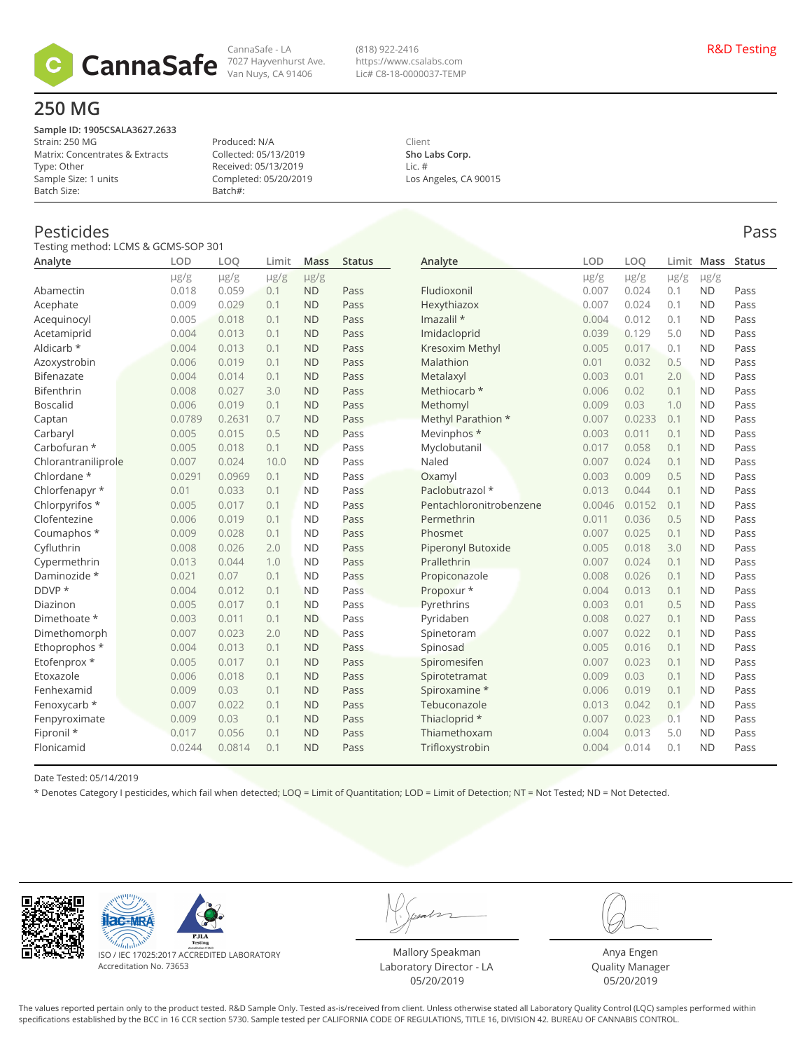CannaSafe - LA
7027 Hayvenhurst Ave.
Van Nuys, CA 91406

(818) 922-2416
https://www.csalabs.com
Lic# C8-18-0000037-TEMP

R&D Testing

# 250 MG

**Sample ID: 1905CSALA3627.2633**
Strain: 250 MG
Matrix: Concentrates & Extracts
Type: Other
Sample Size: 1 units
Batch Size:

Produced: N/A
Collected: 05/13/2019
Received: 05/13/2019
Completed: 05/20/2019
Batch#:

Client
**Sho Labs Corp.**
Lic. #
Los Angeles, CA 90015

## Pesticides

Pass

Testing method: LCMS & GCMS-SOP 301

| Analyte | LOD | LOQ | Limit | Mass | Status |
|---|---|---|---|---|---|
| | μg/g | μg/g | μg/g | μg/g | |
| Abamectin | 0.018 | 0.059 | 0.1 | ND | Pass |
| Acephate | 0.009 | 0.029 | 0.1 | ND | Pass |
| Acequinocyl | 0.005 | 0.018 | 0.1 | ND | Pass |
| Acetamiprid | 0.004 | 0.013 | 0.1 | ND | Pass |
| Aldicarb * | 0.004 | 0.013 | 0.1 | ND | Pass |
| Azoxystrobin | 0.006 | 0.019 | 0.1 | ND | Pass |
| Bifenazate | 0.004 | 0.014 | 0.1 | ND | Pass |
| Bifenthrin | 0.008 | 0.027 | 3.0 | ND | Pass |
| Boscalid | 0.006 | 0.019 | 0.1 | ND | Pass |
| Captan | 0.0789 | 0.2631 | 0.7 | ND | Pass |
| Carbaryl | 0.005 | 0.015 | 0.5 | ND | Pass |
| Carbofuran * | 0.005 | 0.018 | 0.1 | ND | Pass |
| Chlorantraniliprole | 0.007 | 0.024 | 10.0 | ND | Pass |
| Chlordane * | 0.0291 | 0.0969 | 0.1 | ND | Pass |
| Chlorfenapyr * | 0.01 | 0.033 | 0.1 | ND | Pass |
| Chlorpyrifos * | 0.005 | 0.017 | 0.1 | ND | Pass |
| Clofentezine | 0.006 | 0.019 | 0.1 | ND | Pass |
| Coumaphos * | 0.009 | 0.028 | 0.1 | ND | Pass |
| Cyfluthrin | 0.008 | 0.026 | 2.0 | ND | Pass |
| Cypermethrin | 0.013 | 0.044 | 1.0 | ND | Pass |
| Daminozide * | 0.021 | 0.07 | 0.1 | ND | Pass |
| DDVP * | 0.004 | 0.012 | 0.1 | ND | Pass |
| Diazinon | 0.005 | 0.017 | 0.1 | ND | Pass |
| Dimethoate * | 0.003 | 0.011 | 0.1 | ND | Pass |
| Dimethomorph | 0.007 | 0.023 | 2.0 | ND | Pass |
| Ethoprophos * | 0.004 | 0.013 | 0.1 | ND | Pass |
| Etofenprox * | 0.005 | 0.017 | 0.1 | ND | Pass |
| Etoxazole | 0.006 | 0.018 | 0.1 | ND | Pass |
| Fenhexamid | 0.009 | 0.03 | 0.1 | ND | Pass |
| Fenoxycarb * | 0.007 | 0.022 | 0.1 | ND | Pass |
| Fenpyroximate | 0.009 | 0.03 | 0.1 | ND | Pass |
| Fipronil * | 0.017 | 0.056 | 0.1 | ND | Pass |
| Flonicamid | 0.0244 | 0.0814 | 0.1 | ND | Pass |
| Fludioxonil | 0.007 | 0.024 | 0.1 | ND | Pass |
| Hexythiazox | 0.007 | 0.024 | 0.1 | ND | Pass |
| Imazalil * | 0.004 | 0.012 | 0.1 | ND | Pass |
| Imidacloprid | 0.039 | 0.129 | 5.0 | ND | Pass |
| Kresoxim Methyl | 0.005 | 0.017 | 0.1 | ND | Pass |
| Malathion | 0.01 | 0.032 | 0.5 | ND | Pass |
| Metalaxyl | 0.003 | 0.01 | 2.0 | ND | Pass |
| Methiocarb * | 0.006 | 0.02 | 0.1 | ND | Pass |
| Methomyl | 0.009 | 0.03 | 1.0 | ND | Pass |
| Methyl Parathion * | 0.007 | 0.0233 | 0.1 | ND | Pass |
| Mevinphos * | 0.003 | 0.011 | 0.1 | ND | Pass |
| Myclobutanil | 0.017 | 0.058 | 0.1 | ND | Pass |
| Naled | 0.007 | 0.024 | 0.1 | ND | Pass |
| Oxamyl | 0.003 | 0.009 | 0.5 | ND | Pass |
| Paclobutrazol * | 0.013 | 0.044 | 0.1 | ND | Pass |
| Pentachloronitrobenzene | 0.0046 | 0.0152 | 0.1 | ND | Pass |
| Permethrin | 0.011 | 0.036 | 0.5 | ND | Pass |
| Phosmet | 0.007 | 0.025 | 0.1 | ND | Pass |
| Piperonyl Butoxide | 0.005 | 0.018 | 3.0 | ND | Pass |
| Prallethrin | 0.007 | 0.024 | 0.1 | ND | Pass |
| Propiconazole | 0.008 | 0.026 | 0.1 | ND | Pass |
| Propoxur * | 0.004 | 0.013 | 0.1 | ND | Pass |
| Pyrethrins | 0.003 | 0.01 | 0.5 | ND | Pass |
| Pyridaben | 0.008 | 0.027 | 0.1 | ND | Pass |
| Spinetoram | 0.007 | 0.022 | 0.1 | ND | Pass |
| Spinosad | 0.005 | 0.016 | 0.1 | ND | Pass |
| Spiromesifen | 0.007 | 0.023 | 0.1 | ND | Pass |
| Spirotetramat | 0.009 | 0.03 | 0.1 | ND | Pass |
| Spiroxamine * | 0.006 | 0.019 | 0.1 | ND | Pass |
| Tebuconazole | 0.013 | 0.042 | 0.1 | ND | Pass |
| Thiacloprid * | 0.007 | 0.023 | 0.1 | ND | Pass |
| Thiamethoxam | 0.004 | 0.013 | 5.0 | ND | Pass |
| Trifloxystrobin | 0.004 | 0.014 | 0.1 | ND | Pass |

Date Tested: 05/14/2019

* Denotes Category I pesticides, which fail when detected; LOQ = Limit of Quantitation; LOD = Limit of Detection; NT = Not Tested; ND = Not Detected.

ISO / IEC 17025:2017 ACCREDITED LABORATORY
Accreditation No. 73653

Mallory Speakman
Laboratory Director - LA
05/20/2019

Anya Engen
Quality Manager
05/20/2019

The values reported pertain only to the product tested. R&D Sample Only. Tested as-is/received from client. Unless otherwise stated all Laboratory Quality Control (LQC) samples performed within specifications established by the BCC in 16 CCR section 5730. Sample tested per CALIFORNIA CODE OF REGULATIONS, TITLE 16, DIVISION 42. BUREAU OF CANNABIS CONTROL.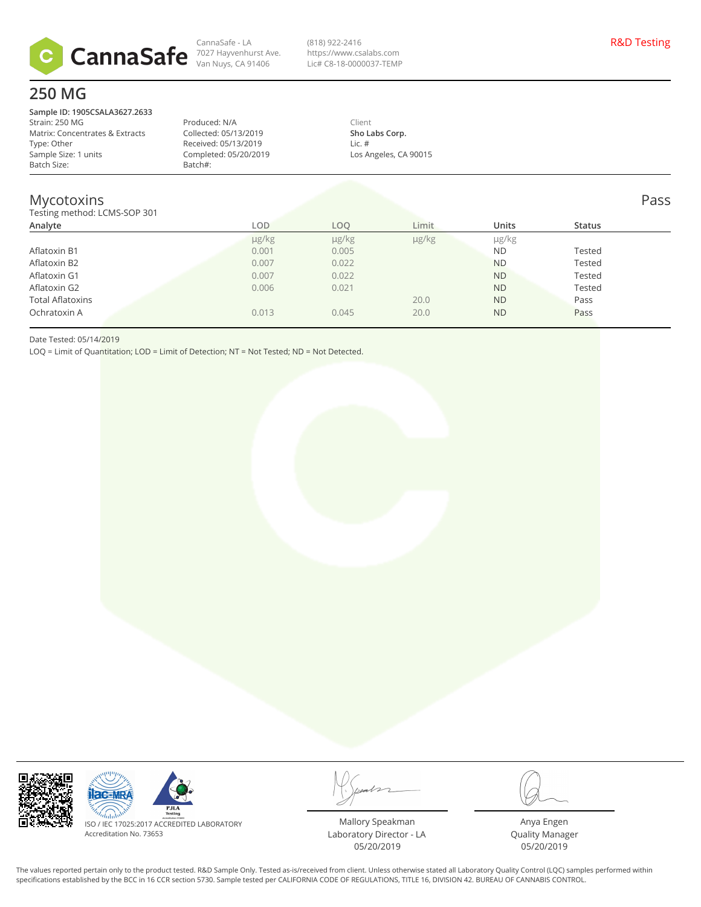CannaSafe

CannaSafe - LA
7027 Hayvenhurst Ave.
Van Nuys, CA 91406

(818) 922-2416
https://www.csalabs.com
Lic# C8-18-0000037-TEMP

R&D Testing

# 250 MG

**Sample ID: 1905CSALA3627.2633**
Strain: 250 MG
Matrix: Concentrates & Extracts
Type: Other
Sample Size: 1 units
Batch Size:

Produced: N/A
Collected: 05/13/2019
Received: 05/13/2019
Completed: 05/20/2019
Batch#:

Client
**Sho Labs Corp.**
Lic. #
Los Angeles, CA 90015

## Mycotoxins

Pass

Testing method: LCMS-SOP 301

| Analyte | LOD | LOQ | Limit | Units | Status |
|---|---|---|---|---|---|
| | μg/kg | μg/kg | μg/kg | μg/kg | |
| Aflatoxin B1 | 0.001 | 0.005 | | ND | Tested |
| Aflatoxin B2 | 0.007 | 0.022 | | ND | Tested |
| Aflatoxin G1 | 0.007 | 0.022 | | ND | Tested |
| Aflatoxin G2 | 0.006 | 0.021 | | ND | Tested |
| Total Aflatoxins | | | 20.0 | ND | Pass |
| Ochratoxin A | 0.013 | 0.045 | 20.0 | ND | Pass |

Date Tested: 05/14/2019

LOQ = Limit of Quantitation; LOD = Limit of Detection; NT = Not Tested; ND = Not Detected.

ISO / IEC 17025:2017 ACCREDITED LABORATORY
Accreditation No. 73653

Mallory Speakman
Laboratory Director - LA
05/20/2019

Anya Engen
Quality Manager
05/20/2019

The values reported pertain only to the product tested. R&D Sample Only. Tested as-is/received from client. Unless otherwise stated all Laboratory Quality Control (LQC) samples performed within specifications established by the BCC in 16 CCR section 5730. Sample tested per CALIFORNIA CODE OF REGULATIONS, TITLE 16, DIVISION 42. BUREAU OF CANNABIS CONTROL.